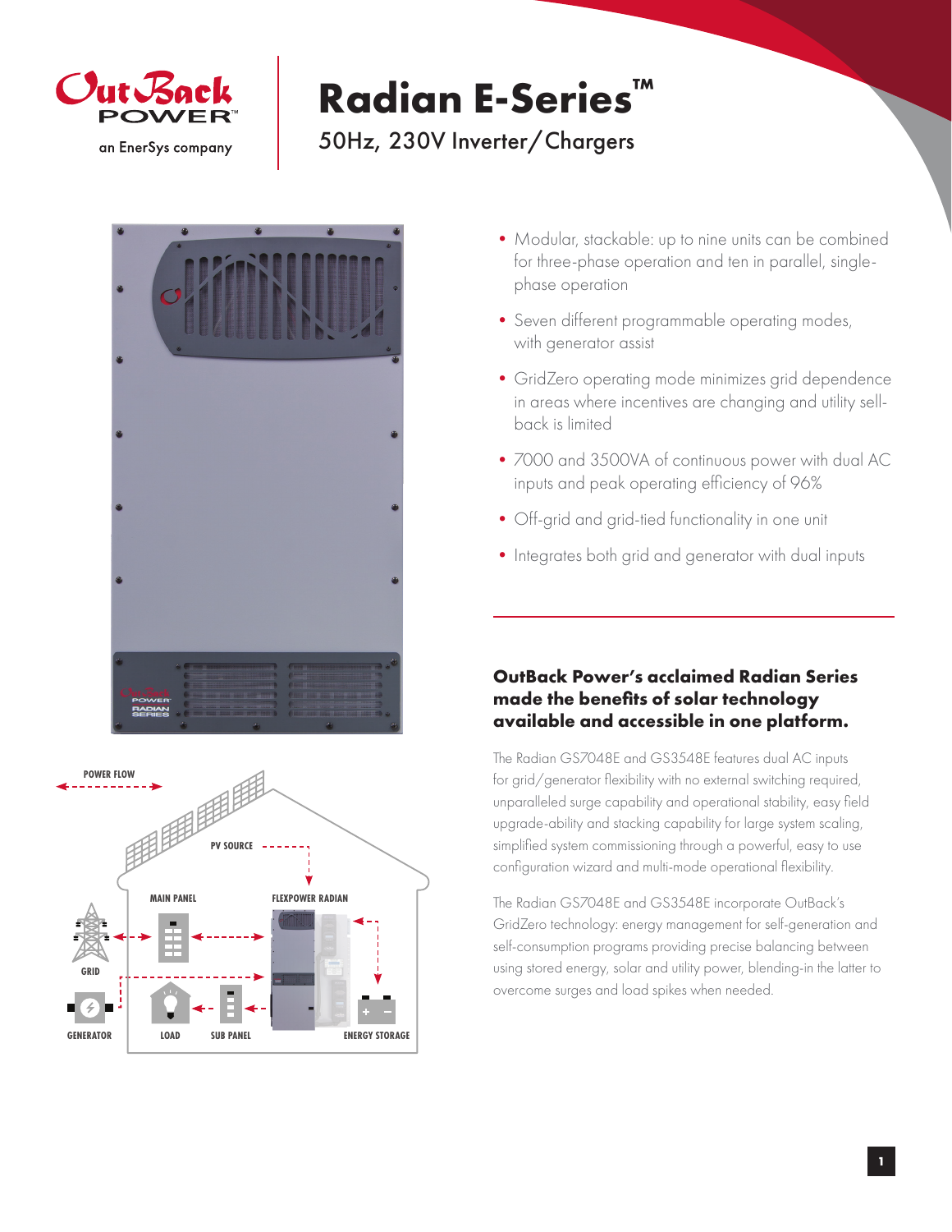# Radian E-Series™

## 50Hz, 230V Inverter/Chargers

- Modular, stackable: up to nine units can be combined for three-phase operation and ten in parallel, single-phase operation
- Seven different programmable operating modes, with generator assist
- GridZero operating mode minimizes grid dependence in areas where incentives are changing and utility sell-back is limited
- 7000 and 3500VA of continuous power with dual AC inputs and peak operating efficiency of 96%
- Off-grid and grid-tied functionality in one unit
- Integrates both grid and generator with dual inputs

### OutBack Power's acclaimed Radian Series made the benefits of solar technology available and accessible in one platform.

The Radian GS7048E and GS3548E features dual AC inputs for grid/generator flexibility with no external switching required, unparalleled surge capability and operational stability, easy field upgrade-ability and stacking capability for large system scaling, simplified system commissioning through a powerful, easy to use configuration wizard and multi-mode operational flexibility.

The Radian GS7048E and GS3548E incorporate OutBack's GridZero technology: energy management for self-generation and self-consumption programs providing precise balancing between using stored energy, solar and utility power, blending-in the latter to overcome surges and load spikes when needed.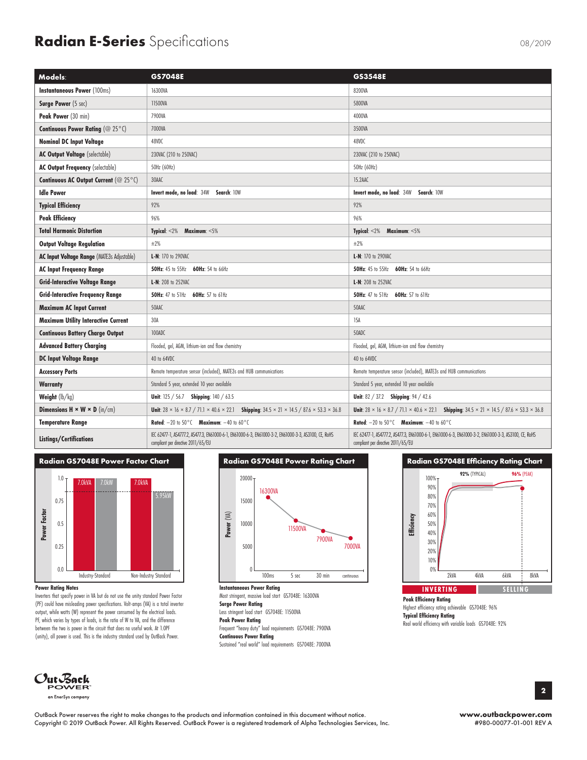# Radian E-Series Specifications

08/2019

| **Models**: | **GS7048E** | **GS3548E** |
|---|---|---|
| **Instantaneous Power** (100ms) | 16300VA | 8200VA |
| **Surge Power** (5 sec) | 11500VA | 5800VA |
| **Peak Power** (30 min) | 7900VA | 4000VA |
| **Continuous Power Rating** (@ 25°C) | 7000VA | 3500VA |
| **Nominal DC Input Voltage** | 48VDC | 48VDC |
| **AC Output Voltage** (selectable) | 230VAC (210 to 250VAC) | 230VAC (210 to 250VAC) |
| **AC Output Frequency** (selectable) | 50Hz (60Hz) | 50Hz (60Hz) |
| **Continuous AC Output Current** (@ 25°C) | 30AAC | 15.2AAC |
| **Idle Power** | **Invert mode, no load**: 34W **Search**: 10W | **Invert mode, no load**: 34W **Search**: 10W |
| **Typical Efficiency** | 92% | 92% |
| **Peak Efficiency** | 96% | 96% |
| **Total Harmonic Distortion** | **Typical**: <2% **Maximum**: <5% | **Typical**: <2% **Maximum**: <5% |
| **Output Voltage Regulation** | ±2% | ±2% |
| **AC Input Voltage Range** (MATE3s Adjustable) | **L-N**: 170 to 290VAC | **L-N**: 170 to 290VAC |
| **AC Input Frequency Range** | **50Hz**: 45 to 55Hz **60Hz**: 54 to 66Hz | **50Hz**: 45 to 55Hz **60Hz**: 54 to 66Hz |
| **Grid-Interactive Voltage Range** | **L-N**: 208 to 252VAC | **L-N**: 208 to 252VAC |
| **Grid-Interactive Frequency Range** | **50Hz**: 47 to 51Hz **60Hz**: 57 to 61Hz | **50Hz**: 47 to 51Hz **60Hz**: 57 to 61Hz |
| **Maximum AC Input Current** | 50AAC | 50AAC |
| **Maximum Utility Interactive Current** | 30A | 15A |
| **Continuous Battery Charge Output** | 100ADC | 50ADC |
| **Advanced Battery Charging** | Flooded, gel, AGM, lithium-ion and flow chemistry | Flooded, gel, AGM, lithium-ion and flow chemistry |
| **DC Input Voltage Range** | 40 to 64VDC | 40 to 64VDC |
| **Accessory Ports** | Remote temperature sensor (included), MATE3s and HUB communications | Remote temperature sensor (included), MATE3s and HUB communications |
| **Warranty** | Standard 5 year, extended 10 year available | Standard 5 year, extended 10 year available |
| **Weight** (lb/kg) | **Unit**: 125 / 56.7 **Shipping**: 140 / 63.5 | **Unit**: 82 / 37.2 **Shipping**: 94 / 42.6 |
| **Dimensions H × W × D** (in/cm) | **Unit**: 28 × 16 × 8.7 / 71.1 × 40.6 × 22.1 **Shipping**: 34.5 × 21 × 14.5 / 87.6 × 53.3 × 36.8 | **Unit**: 28 × 16 × 8.7 / 71.1 × 40.6 × 22.1 **Shipping**: 34.5 × 21 × 14.5 / 87.6 × 53.3 × 36.8 |
| **Temperature Range** | **Rated**: −20 to 50°C **Maximum**: −40 to 60°C | **Rated**: −20 to 50°C **Maximum**: −40 to 60°C |
| **Listings/Certifications** | IEC 62477-1, AS4777.2, AS4777.3, EN61000-6-1, EN61000-6-3, EN61000-3-2, EN61000-3-3, AS3100, CE, RoHS compliant per directive 2011/65/EU | IEC 62477-1, AS4777.2, AS4777.3, EN61000-6-1, EN61000-6-3, EN61000-3-2, EN61000-3-3, AS3100, CE, RoHS compliant per directive 2011/65/EU |

## Radian GS7048E Power Factor Chart

Power Factor

1.0
0.75
0.5
0.25
0.0

7.0kVA 7.0kW 7.0kVA 5.95kW

Industry-Standard Non-Industry Standard

**Power Rating Notes**

Inverters that specify power in VA but do not use the unity standard Power Factor (PF) could have misleading power specifications. Volt-amps (VA) is a total inverter output, while watts (W) represent the power consumed by the electrical loads. PF, which varies by types of loads, is the ratio of W to VA, and the difference between the two is power in the circuit that does no useful work. At 1.0PF (unity), all power is used. This is the industry standard used by OutBack Power.

## Radian GS7048E Power Rating Chart

Power (VA)

20000
15000
10000
5000
0

16300VA 11500VA 7900VA 7000VA

100ms 5 sec 30 min continuous

**Instantaneous Power Rating**
Most stringent, massive load start GS7048E: 16300VA

**Surge Power Rating**
Less stringent load start GS7048E: 11500VA

**Peak Power Rating**
Frequent "heavy duty" load requirements GS7048E: 7900VA

**Continuous Power Rating**
Sustained "real world" load requirements GS7048E: 7000VA

## Radian GS7048E Efficiency Rating Chart

Efficiency

100%
90%
80%
70%
60%
50%
40%
30%
20%
10%
0%

92% (TYPICAL) 96% (PEAK)

2kVA 4kVA 6kVA 8kVA

INVERTING SELLING

**Peak Efficiency Rating**
Highest efficiency rating achievable GS7048E: 96%

**Typical Efficiency Rating**
Real world efficiency with variable loads GS7048E: 92%

OutBack Power — an EnerSys company

OutBack Power reserves the right to make changes to the products and information contained in this document without notice.
Copyright © 2019 OutBack Power. All Rights Reserved. OutBack Power is a registered trademark of Alpha Technologies Services, Inc.

www.outbackpower.com
#980-00077-01-001 REV A